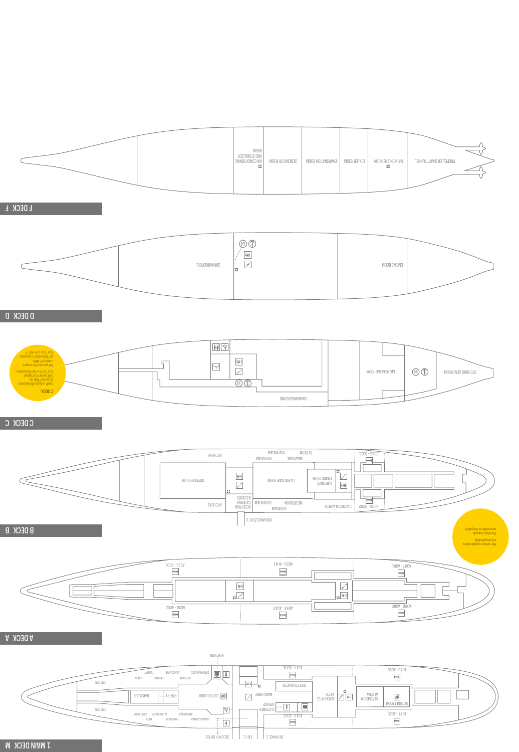## F DECK F

PROPELLER SHAFT TUNNEL

MAIN ENGINE ROOM

BOILER ROOM

EVAPORATION ROOM

GENERATOR ROOM

AIR CONDITIONING AND STABILIZER ROOM

## D DECK D

ENGINE ROOM

14

SWIMMINGPOOL

## C DECK C

STEERING GEAR ROOM

15

MAIN ENGINE ROOM

13

CHANGINGROOMS

C DECK:
Heeft u de machinekamer al gezien? Met de 'Rotterdam Compleet tour' kunt u hem bezoeken.
Did you see the engine room yet? With the 'Rotterdam Complete tour' you can visit it!

## B DECK B

B015 - B011

RYNDAM

STATENDAM

MAASDAM

VOLENDAM

KITCHENS

CAPTAIN'S DINING ROOM

LA FONTAINE ROOM

ODYSSEE ROOM

B006 - B002

CLASSROOM ALBEDA

WESTERDAM

NOORDAM

ZUIDERDAM

RECEPTION CATERING & EVENTS

KITCHENS

ENTRANCE/EXIT 3

Het schip is grotendeels vrij toegankelijk.
The ship is largely accessible to the public.

## A DECK A

A087 - A081

A059 - A041

A038 - A001

A090 - A080

A058 - A040

A039 - A002

## 1 MAIN DECK M

NEW YORK

1043 - 1019

1017 - 1001

SAN FRANCISCO

VANCOUVER

TILBURY

JUNEAU

GRENADA

TRINIDAD

OFFICES

INTERNET ROOM

CLASSROOM ALBEDA

HOTEL BACKOFFICE

RECEPTION HOTEL

MAIN LOBBY

COFFEE LOBBY

PANTRY

BARBADOS

CUSTOMER SERVICE

OFFICES

1044 - 1020

1018 - 1002

MARTINIQUE

GUADELOUPE

CAPE TOWN

GRAND CAYMAN

HONOLULU

HAITI

ENTRANCE 1

EXIT 1

SECURITY OFFICE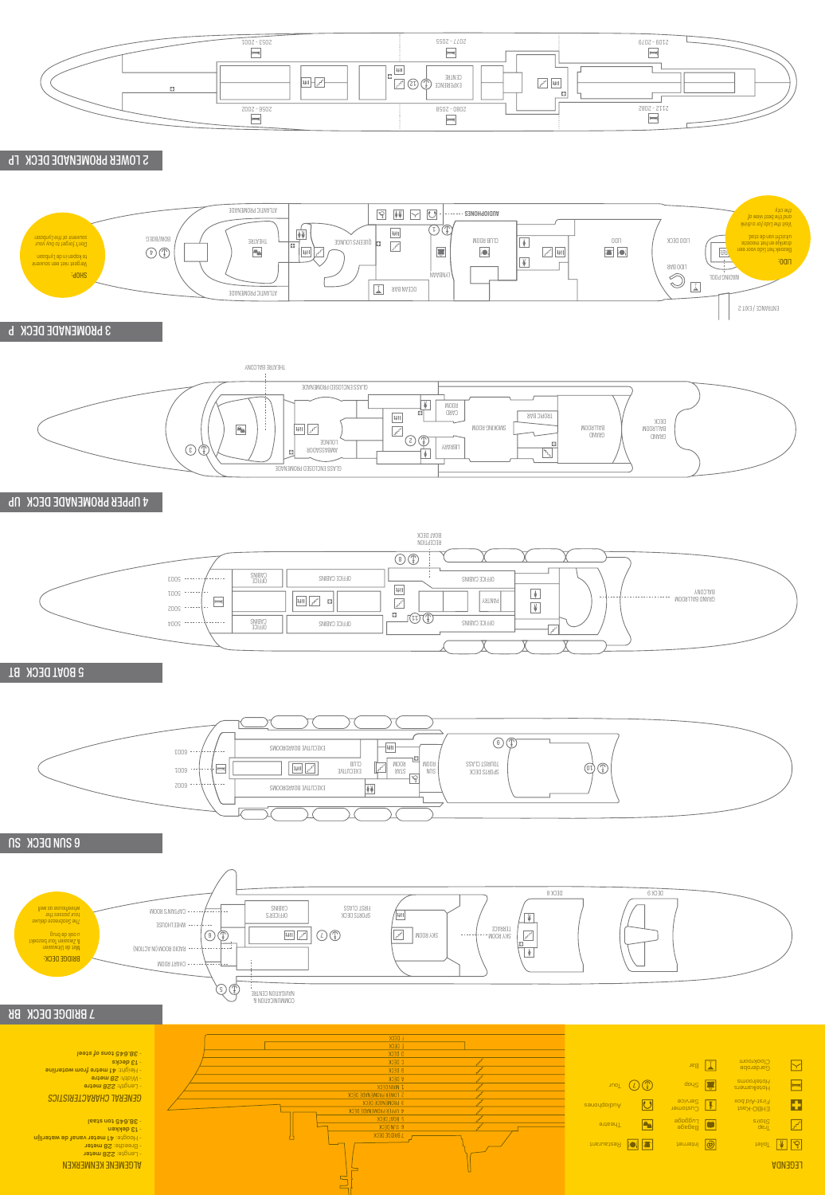## 2 LOWER PROMENADE DECK LP

2053 - 2001 · 2077 - 2055 · 2100 - 2079 · 2056 - 2002 · 2080 - 2058 · 2112 - 2082

EXPERIENCE CENTRE

AUDIOPHONES

## 3 PROMENADE DECK P

BOW/BOEG · THEATRE · ATLANTIC PROMENADE · QUEEN'S LOUNGE · OCEAN BAR · LYNBAAN · CLUB ROOM · LIDO · LIDO DECK · LIDO BAR · WADING POOL · ENTRANCE / EXIT 2

**SHOP:**
Vergeet niet een souvenir te kopen in de Lynbaan
Don't forget to buy your souvenir at the Lynbaan

**LIDO:**
Bezoek het Lido voor een drankje en het mooiste uitzicht van de stad.
Visit the Lido for a drink and the best view of the city.

## 4 UPPER PROMENADE DECK UP

THEATRE BALCONY · GLASS ENCLOSED PROMENADE · AMBASSADOR LOUNGE · CARD ROOM · LIBRARY · SMOKING ROOM · TROPIC BAR · GRAND BALLROOM · GRAND BALLROOM DECK

## 5 BOAT DECK BT

5003 · 5001 · 5002 · 5004 · OFFICE CABINS · PANTRY · RECEPTION BOAT DECK · GRAND BALLROOM BALCONY

## 6 SUN DECK SU

6003 · 6001 · 6002 · EXECUTIVE BOARDROOMS · EXECUTIVE CLUB · STAR ROOM · SUN ROOM · SPORTS DECK TOURIST CLASS

## 7 BRIDGE DECK BR

CAPTAIN'S ROOM · WHEELHOUSE · RADIO ROOM (IN ACTION) · CHART ROOM · COMMUNICATION & NAVIGATION CENTRE · OFFICER'S CABINS · SPORTS DECK FIRST CLASS · SKY ROOM · SKY ROOM TERRACE · DECK 8 · DECK 9

**BRIDGE DECK:**
Met de Uitkijktoren & Jaszaam Tour bezoekt u ook de brug.
The Seadream deluxe tour passes the wheelhouse as well

## ALGEMENE KENMERKEN

- Lengte: **228 meter**
- Breedte: **28 meter**
- Hoogte: **41 meter vanaf de waterlijn**
- **13 dekken**
- **38.645 ton staal**

## GENERAL CHARACTERISTICS

- Length: **228 metre**
- Width: **28 metre**
- Height: **41 metre from waterline**
- **13 decks**
- **38.645 tons of steel**

F DECK
E DECK
D DECK
C DECK
B DECK
A DECK
1 MAIN DECK
2 LOWER PROMENADE DECK
3 PROMENADE DECK
4 UPPER PROMENADE DECK
5 BOAT DECK
6 SUN DECK
7 BRIDGE DECK

## LEGENDA

- Toilet
- Trap / Stairs
- EHBO-Kast / First-Aid box
- Hotelkamers / Hotelrooms
- Garderobe / Cloakroom
- Internet
- Bagage / Luggage
- Customer Service
- Shop
- Bar
- Restaurant
- Theatre
- Audiophones
- Tour